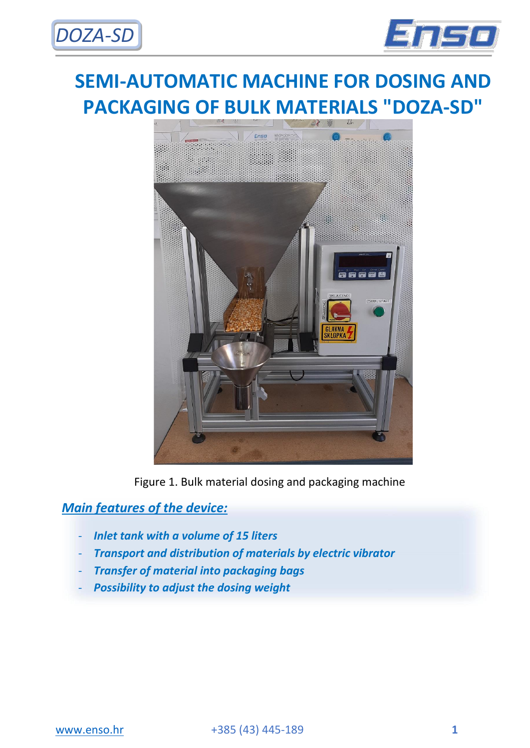# SEMI-AUTOMATIC MACHINE FOR DOSING AND PACKAGING OF BULK MATERIALS "DOZA-SD"

Figure 1. Bulk material dosing and packaging machine

## *Main features of the device:*

- ***Inlet tank with a volume of 15 liters***
- ***Transport and distribution of materials by electric vibrator***
- ***Transfer of material into packaging bags***
- ***Possibility to adjust the dosing weight***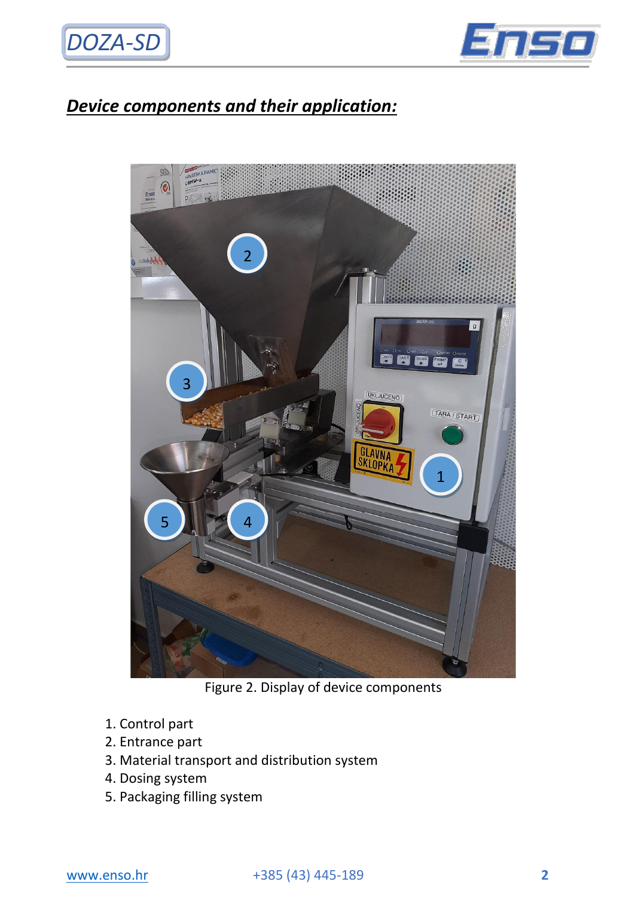## ***Device components and their application:***

Figure 2. Display of device components

1. Control part
2. Entrance part
3. Material transport and distribution system
4. Dosing system
5. Packaging filling system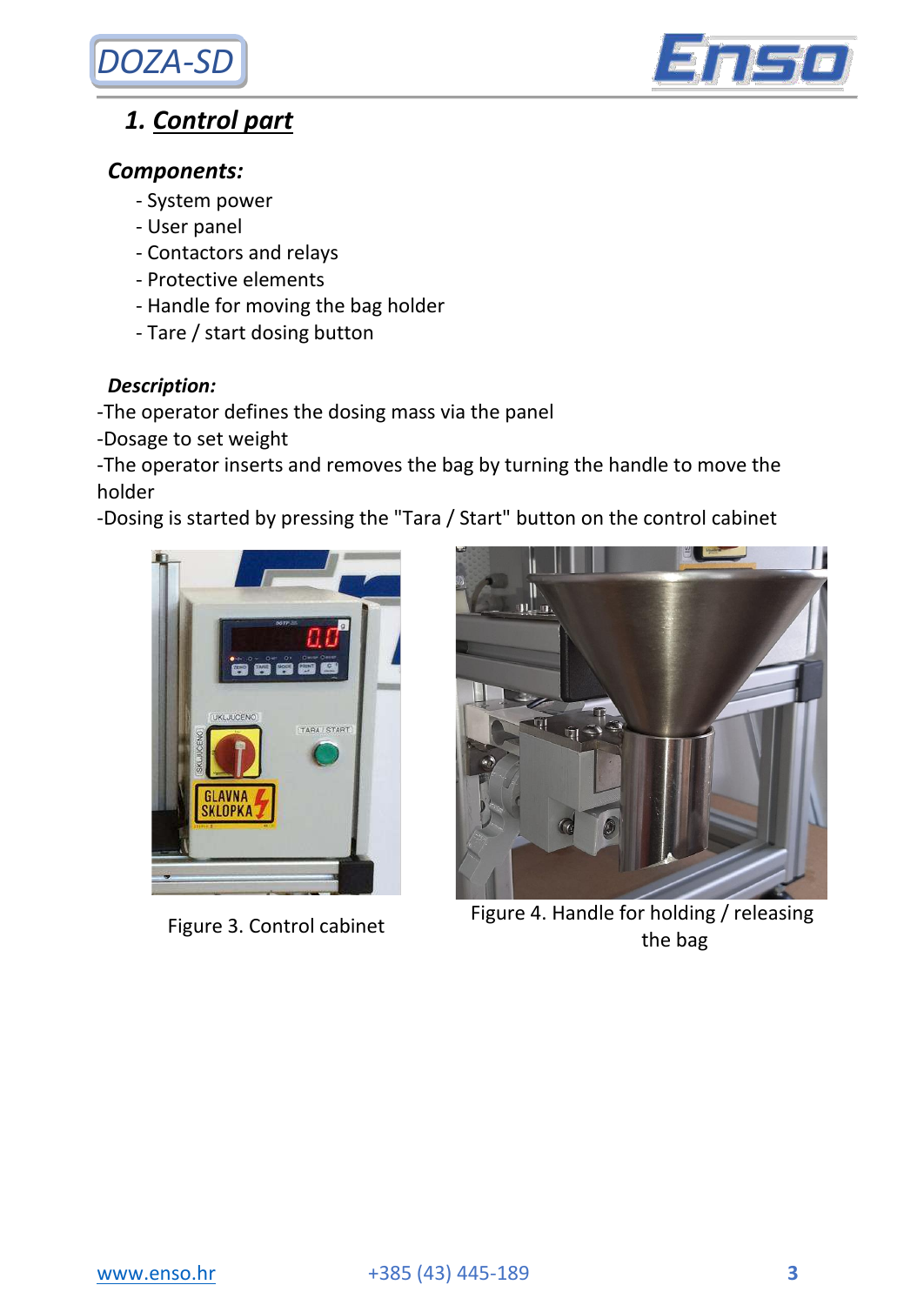# 1. Control part

### Components:

- System power
- User panel
- Contactors and relays
- Protective elements
- Handle for moving the bag holder
- Tare / start dosing button

### Description:

-The operator defines the dosing mass via the panel

-Dosage to set weight

-The operator inserts and removes the bag by turning the handle to move the holder

-Dosing is started by pressing the "Tara / Start" button on the control cabinet

Figure 3. Control cabinet

Figure 4. Handle for holding / releasing the bag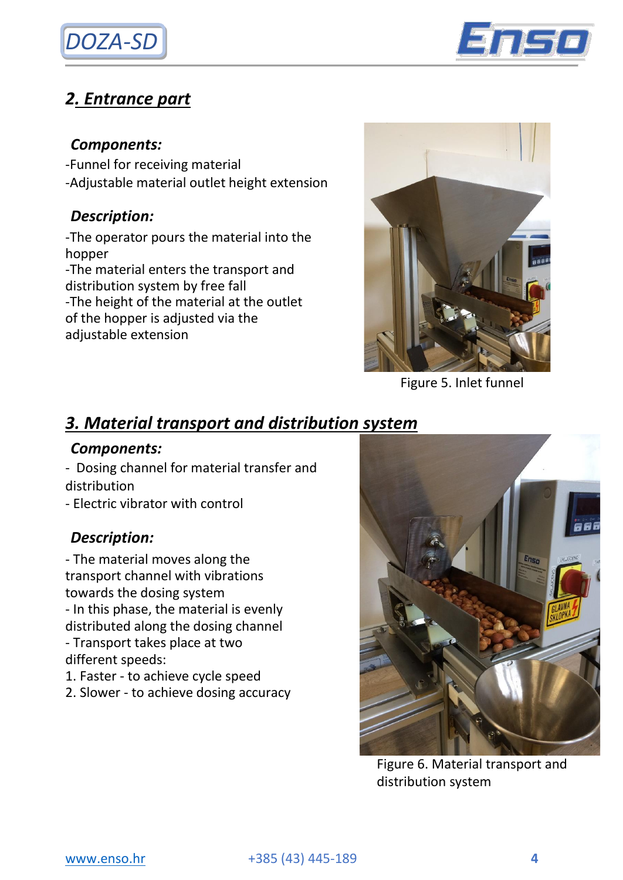## *2. Entrance part*

***Components:***

-Funnel for receiving material
-Adjustable material outlet height extension

***Description:***

-The operator pours the material into the hopper
-The material enters the transport and distribution system by free fall
-The height of the material at the outlet of the hopper is adjusted via the adjustable extension

Figure 5. Inlet funnel

## *3. Material transport and distribution system*

***Components:***

- Dosing channel for material transfer and distribution
- Electric vibrator with control

***Description:***

- The material moves along the transport channel with vibrations towards the dosing system
- In this phase, the material is evenly distributed along the dosing channel
- Transport takes place at two different speeds:
1. Faster - to achieve cycle speed
2. Slower - to achieve dosing accuracy

Figure 6. Material transport and distribution system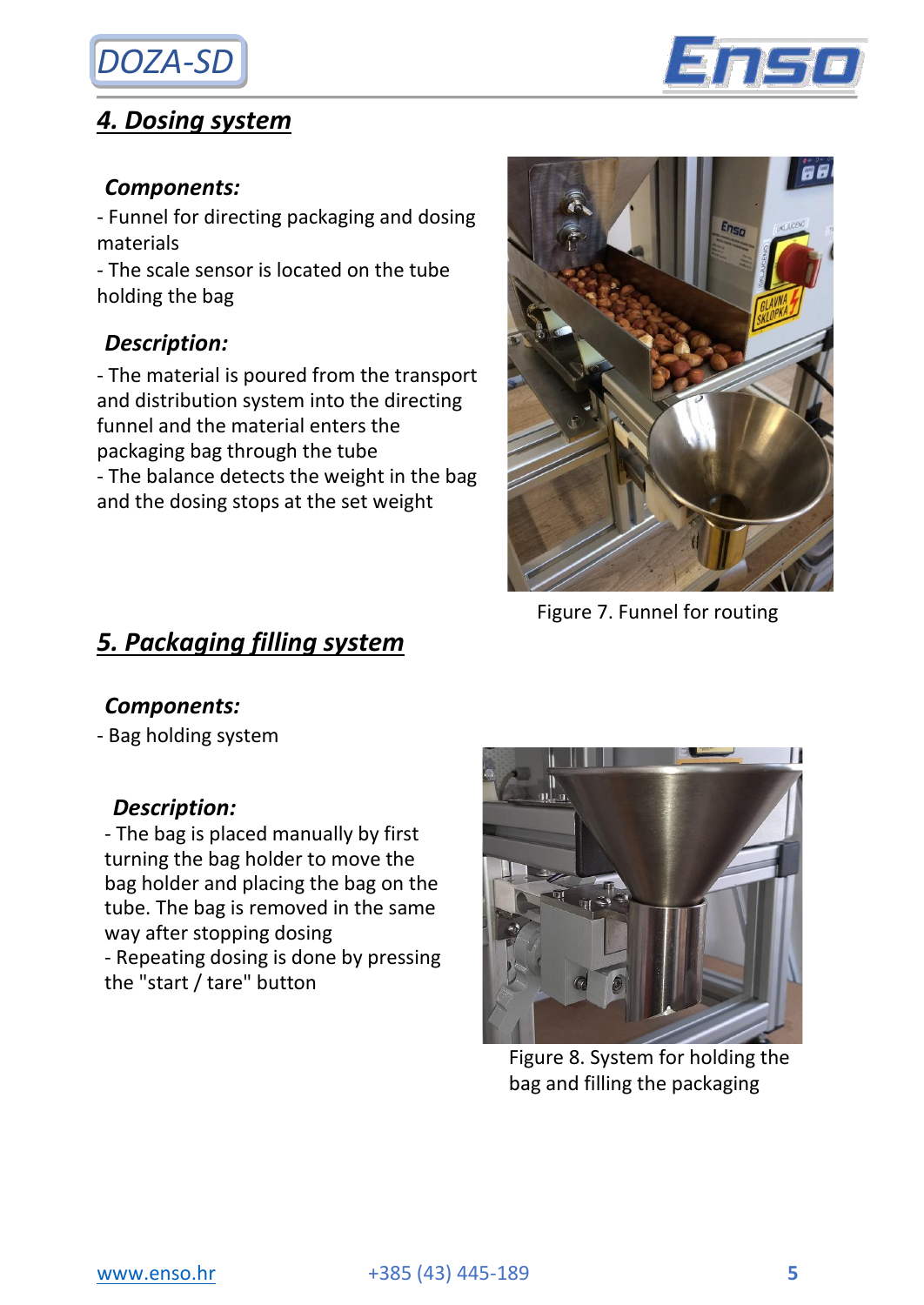## 4. Dosing system

### Components:

- Funnel for directing packaging and dosing materials
- The scale sensor is located on the tube holding the bag

### Description:

- The material is poured from the transport and distribution system into the directing funnel and the material enters the packaging bag through the tube
- The balance detects the weight in the bag and the dosing stops at the set weight

Figure 7. Funnel for routing

## 5. Packaging filling system

### Components:

- Bag holding system

### Description:

- The bag is placed manually by first turning the bag holder to move the bag holder and placing the bag on the tube. The bag is removed in the same way after stopping dosing
- Repeating dosing is done by pressing the "start / tare" button

Figure 8. System for holding the bag and filling the packaging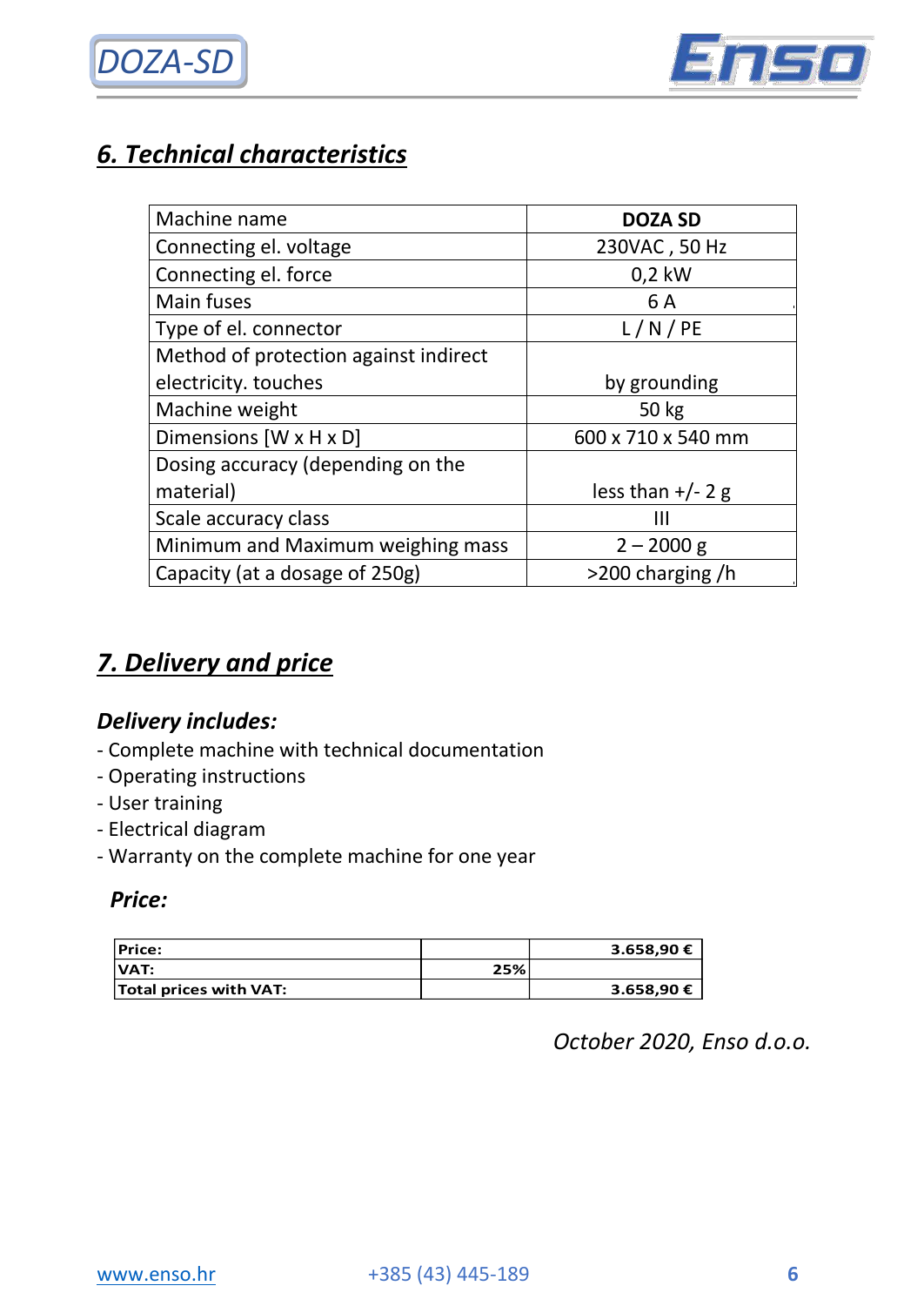## *6. Technical characteristics*

| | |
|---|---|
| Machine name | **DOZA SD** |
| Connecting el. voltage | 230VAC , 50 Hz |
| Connecting el. force | 0,2 kW |
| Main fuses | 6 A |
| Type of el. connector | L / N / PE |
| Method of protection against indirect electricity. touches | by grounding |
| Machine weight | 50 kg |
| Dimensions [W x H x D] | 600 x 710 x 540 mm |
| Dosing accuracy (depending on the material) | less than +/- 2 g |
| Scale accuracy class | III |
| Minimum and Maximum weighing mass | 2 – 2000 g |
| Capacity (at a dosage of 250g) | >200 charging /h |

## *7. Delivery and price*

### *Delivery includes:*

- Complete machine with technical documentation
- Operating instructions
- User training
- Electrical diagram
- Warranty on the complete machine for one year

### *Price:*

| | | |
|---|---|---|
| **Price:** | | **3.658,90 €** |
| **VAT:** | **25%** | |
| **Total prices with VAT:** | | **3.658,90 €** |

*October 2020, Enso d.o.o.*